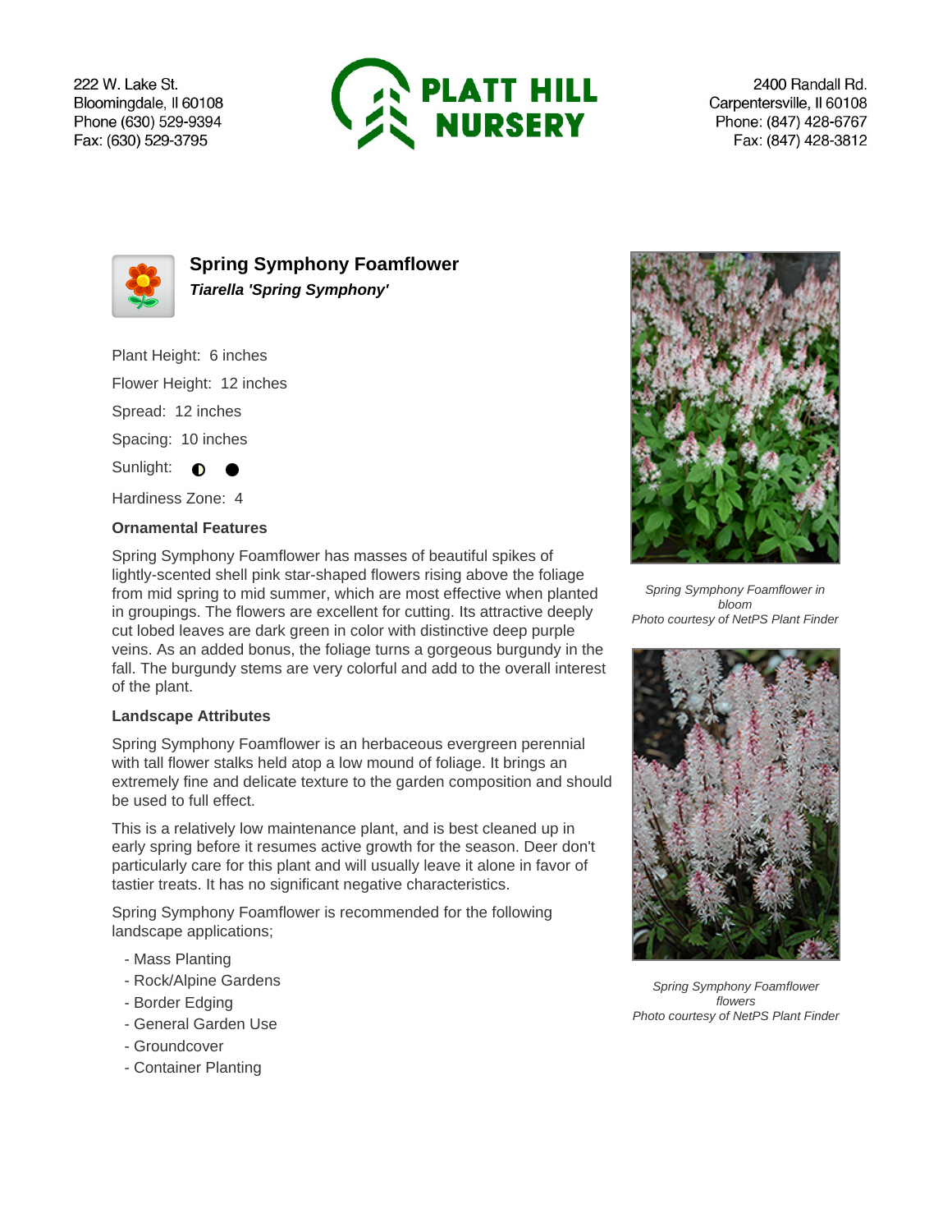222 W. Lake St.
Bloomingdale, Il 60108
Phone (630) 529-9394
Fax: (630) 529-3795

**PLATT HILL NURSERY**

2400 Randall Rd.
Carpentersville, Il 60108
Phone: (847) 428-6767
Fax: (847) 428-3812

## Spring Symphony Foamflower

***Tiarella 'Spring Symphony'***

Plant Height: 6 inches

Flower Height: 12 inches

Spread: 12 inches

Spacing: 10 inches

Sunlight: ◐ ●

Hardiness Zone: 4

### Ornamental Features

Spring Symphony Foamflower has masses of beautiful spikes of lightly-scented shell pink star-shaped flowers rising above the foliage from mid spring to mid summer, which are most effective when planted in groupings. The flowers are excellent for cutting. Its attractive deeply cut lobed leaves are dark green in color with distinctive deep purple veins. As an added bonus, the foliage turns a gorgeous burgundy in the fall. The burgundy stems are very colorful and add to the overall interest of the plant.

### Landscape Attributes

Spring Symphony Foamflower is an herbaceous evergreen perennial with tall flower stalks held atop a low mound of foliage. It brings an extremely fine and delicate texture to the garden composition and should be used to full effect.

This is a relatively low maintenance plant, and is best cleaned up in early spring before it resumes active growth for the season. Deer don't particularly care for this plant and will usually leave it alone in favor of tastier treats. It has no significant negative characteristics.

Spring Symphony Foamflower is recommended for the following landscape applications;

- Mass Planting
- Rock/Alpine Gardens
- Border Edging
- General Garden Use
- Groundcover
- Container Planting

*Spring Symphony Foamflower in bloom*
*Photo courtesy of NetPS Plant Finder*

*Spring Symphony Foamflower flowers*
*Photo courtesy of NetPS Plant Finder*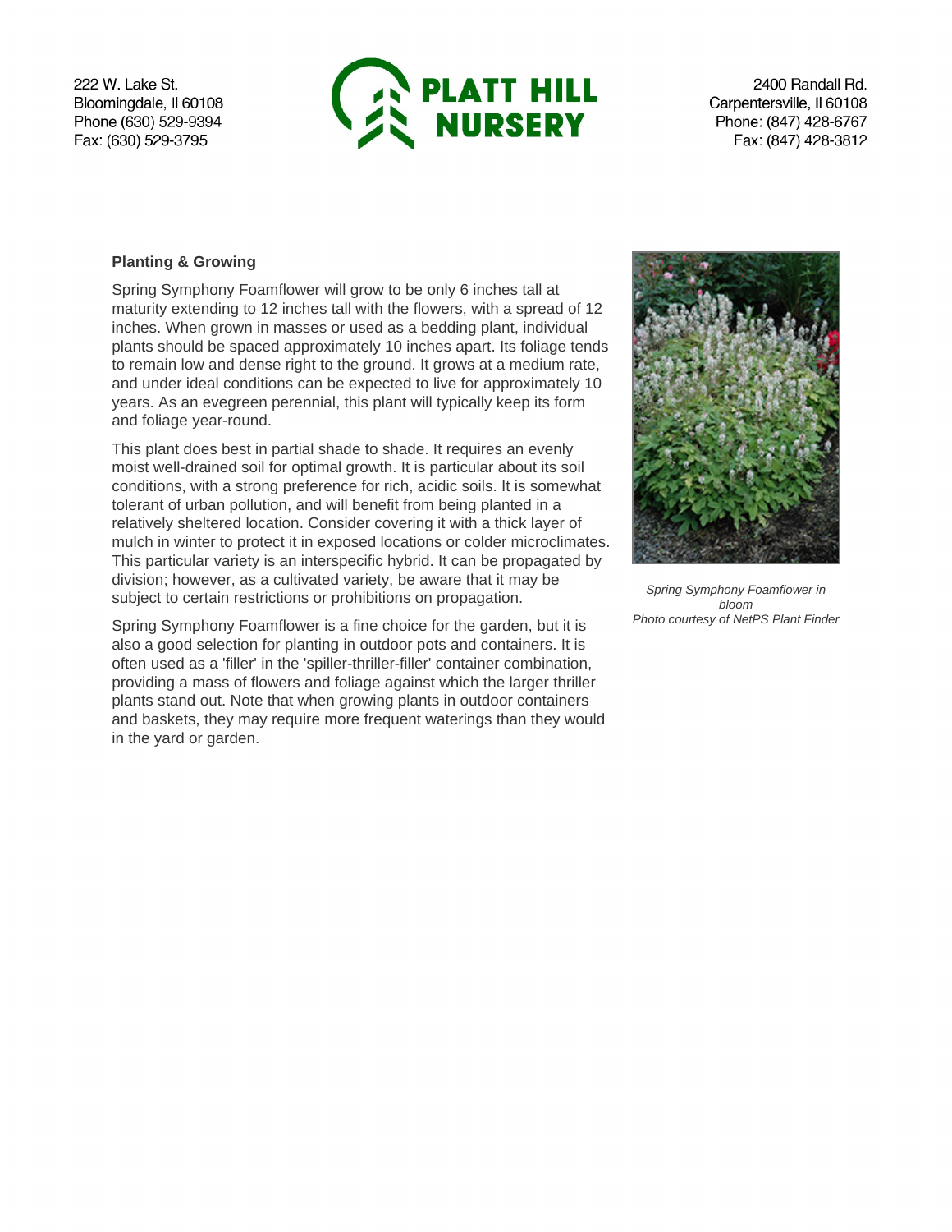222 W. Lake St.
Bloomingdale, Il 60108
Phone (630) 529-9394
Fax: (630) 529-3795

**PLATT HILL NURSERY**

2400 Randall Rd.
Carpentersville, Il 60108
Phone: (847) 428-6767
Fax: (847) 428-3812

### Planting & Growing

Spring Symphony Foamflower will grow to be only 6 inches tall at maturity extending to 12 inches tall with the flowers, with a spread of 12 inches. When grown in masses or used as a bedding plant, individual plants should be spaced approximately 10 inches apart. Its foliage tends to remain low and dense right to the ground. It grows at a medium rate, and under ideal conditions can be expected to live for approximately 10 years. As an evegreen perennial, this plant will typically keep its form and foliage year-round.

This plant does best in partial shade to shade. It requires an evenly moist well-drained soil for optimal growth. It is particular about its soil conditions, with a strong preference for rich, acidic soils. It is somewhat tolerant of urban pollution, and will benefit from being planted in a relatively sheltered location. Consider covering it with a thick layer of mulch in winter to protect it in exposed locations or colder microclimates. This particular variety is an interspecific hybrid. It can be propagated by division; however, as a cultivated variety, be aware that it may be subject to certain restrictions or prohibitions on propagation.

Spring Symphony Foamflower is a fine choice for the garden, but it is also a good selection for planting in outdoor pots and containers. It is often used as a 'filler' in the 'spiller-thriller-filler' container combination, providing a mass of flowers and foliage against which the larger thriller plants stand out. Note that when growing plants in outdoor containers and baskets, they may require more frequent waterings than they would in the yard or garden.

*Spring Symphony Foamflower in bloom*
*Photo courtesy of NetPS Plant Finder*